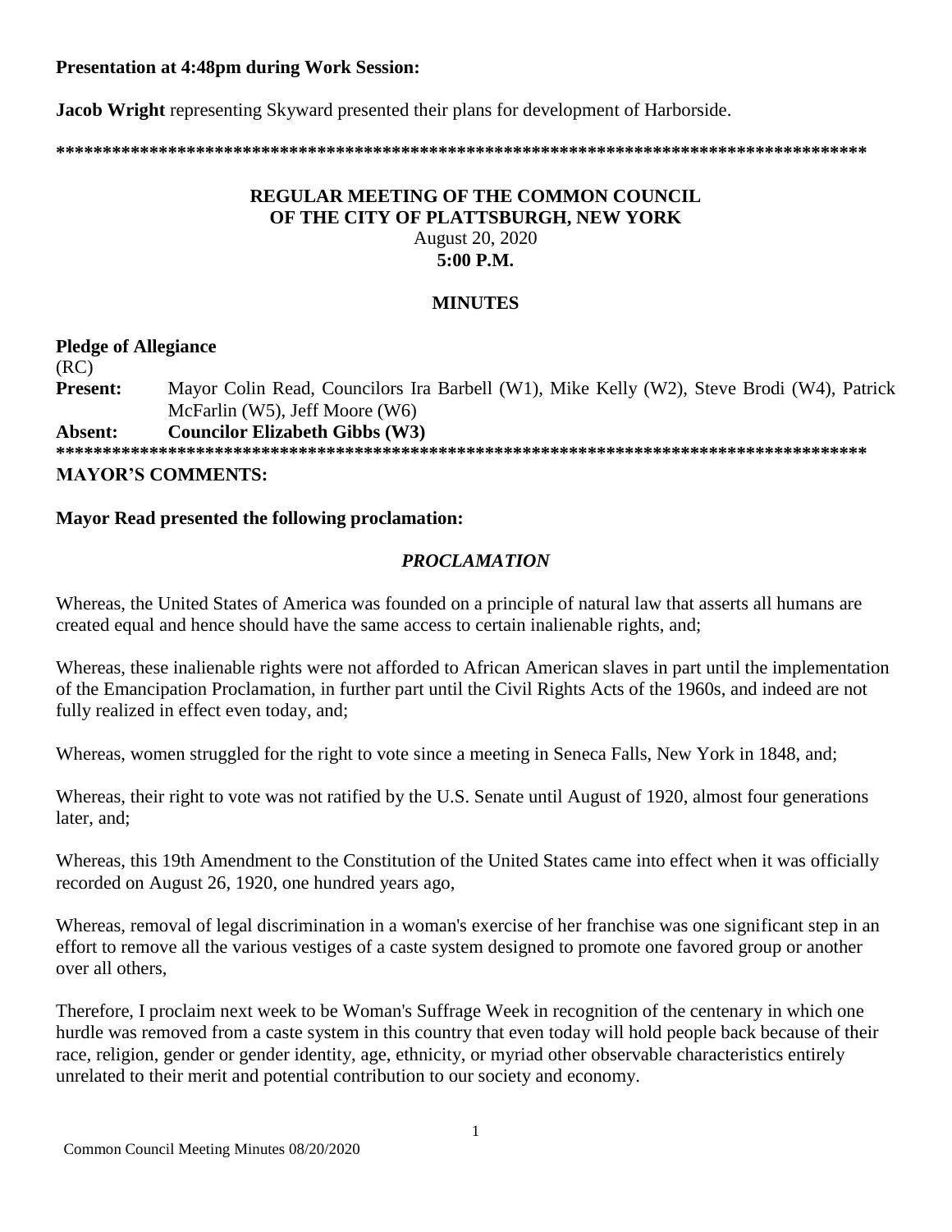**Presentation at 4:48pm during Work Session:**

**Jacob Wright** representing Skyward presented their plans for development of Harborside.

**************************************************************************************

## REGULAR MEETING OF THE COMMON COUNCIL
## OF THE CITY OF PLATTSBURGH, NEW YORK

August 20, 2020
**5:00 P.M.**

### MINUTES

**Pledge of Allegiance**

(RC)

**Present:** Mayor Colin Read, Councilors Ira Barbell (W1), Mike Kelly (W2), Steve Brodi (W4), Patrick McFarlin (W5), Jeff Moore (W6)

**Absent:** **Councilor Elizabeth Gibbs (W3)**

**************************************************************************************

**MAYOR'S COMMENTS:**

**Mayor Read presented the following proclamation:**

***PROCLAMATION***

Whereas, the United States of America was founded on a principle of natural law that asserts all humans are created equal and hence should have the same access to certain inalienable rights, and;

Whereas, these inalienable rights were not afforded to African American slaves in part until the implementation of the Emancipation Proclamation, in further part until the Civil Rights Acts of the 1960s, and indeed are not fully realized in effect even today, and;

Whereas, women struggled for the right to vote since a meeting in Seneca Falls, New York in 1848, and;

Whereas, their right to vote was not ratified by the U.S. Senate until August of 1920, almost four generations later, and;

Whereas, this 19th Amendment to the Constitution of the United States came into effect when it was officially recorded on August 26, 1920, one hundred years ago,

Whereas, removal of legal discrimination in a woman's exercise of her franchise was one significant step in an effort to remove all the various vestiges of a caste system designed to promote one favored group or another over all others,

Therefore, I proclaim next week to be Woman's Suffrage Week in recognition of the centenary in which one hurdle was removed from a caste system in this country that even today will hold people back because of their race, religion, gender or gender identity, age, ethnicity, or myriad other observable characteristics entirely unrelated to their merit and potential contribution to our society and economy.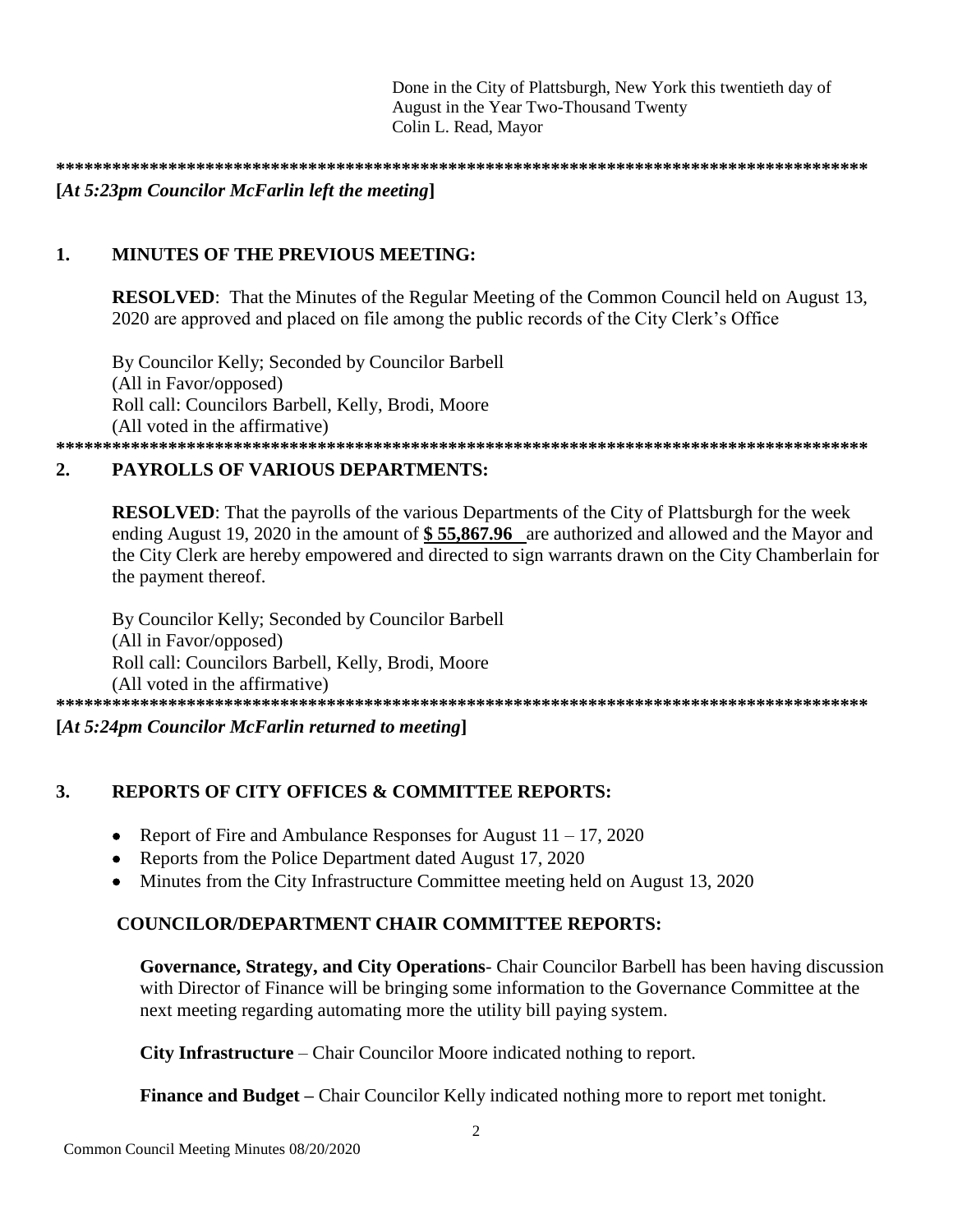Done in the City of Plattsburgh, New York this twentieth day of August in the Year Two-Thousand Twenty
Colin L. Read, Mayor

*****************************************************************************************

**[*At 5:23pm Councilor McFarlin left the meeting*]**

## 1. MINUTES OF THE PREVIOUS MEETING:

**RESOLVED**: That the Minutes of the Regular Meeting of the Common Council held on August 13, 2020 are approved and placed on file among the public records of the City Clerk's Office

By Councilor Kelly; Seconded by Councilor Barbell
(All in Favor/opposed)
Roll call: Councilors Barbell, Kelly, Brodi, Moore
(All voted in the affirmative)

*****************************************************************************************

## 2. PAYROLLS OF VARIOUS DEPARTMENTS:

**RESOLVED**: That the payrolls of the various Departments of the City of Plattsburgh for the week ending August 19, 2020 in the amount of **$ 55,867.96** are authorized and allowed and the Mayor and the City Clerk are hereby empowered and directed to sign warrants drawn on the City Chamberlain for the payment thereof.

By Councilor Kelly; Seconded by Councilor Barbell
(All in Favor/opposed)
Roll call: Councilors Barbell, Kelly, Brodi, Moore
(All voted in the affirmative)

*****************************************************************************************

**[*At 5:24pm Councilor McFarlin returned to meeting*]**

## 3. REPORTS OF CITY OFFICES & COMMITTEE REPORTS:

- Report of Fire and Ambulance Responses for August 11 – 17, 2020
- Reports from the Police Department dated August 17, 2020
- Minutes from the City Infrastructure Committee meeting held on August 13, 2020

### COUNCILOR/DEPARTMENT CHAIR COMMITTEE REPORTS:

**Governance, Strategy, and City Operations**- Chair Councilor Barbell has been having discussion with Director of Finance will be bringing some information to the Governance Committee at the next meeting regarding automating more the utility bill paying system.

**City Infrastructure** – Chair Councilor Moore indicated nothing to report.

**Finance and Budget –** Chair Councilor Kelly indicated nothing more to report met tonight.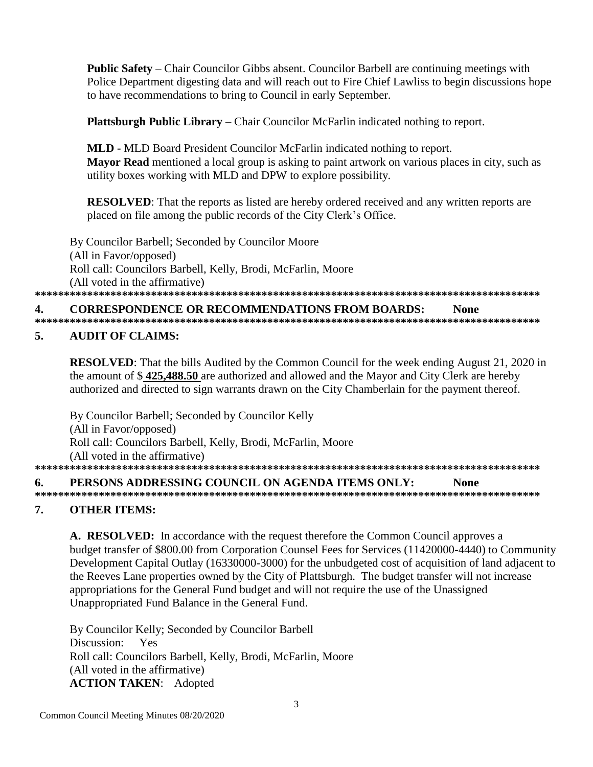**Public Safety** – Chair Councilor Gibbs absent. Councilor Barbell are continuing meetings with Police Department digesting data and will reach out to Fire Chief Lawliss to begin discussions hope to have recommendations to bring to Council in early September.

**Plattsburgh Public Library** – Chair Councilor McFarlin indicated nothing to report.

**MLD -** MLD Board President Councilor McFarlin indicated nothing to report.
**Mayor Read** mentioned a local group is asking to paint artwork on various places in city, such as utility boxes working with MLD and DPW to explore possibility.

**RESOLVED**: That the reports as listed are hereby ordered received and any written reports are placed on file among the public records of the City Clerk's Office.

By Councilor Barbell; Seconded by Councilor Moore
(All in Favor/opposed)
Roll call: Councilors Barbell, Kelly, Brodi, McFarlin, Moore
(All voted in the affirmative)

*****************************************************************************************

## 4. CORRESPONDENCE OR RECOMMENDATIONS FROM BOARDS: None

*****************************************************************************************

## 5. AUDIT OF CLAIMS:

**RESOLVED**: That the bills Audited by the Common Council for the week ending August 21, 2020 in the amount of $ **425,488.50** are authorized and allowed and the Mayor and City Clerk are hereby authorized and directed to sign warrants drawn on the City Chamberlain for the payment thereof.

By Councilor Barbell; Seconded by Councilor Kelly
(All in Favor/opposed)
Roll call: Councilors Barbell, Kelly, Brodi, McFarlin, Moore
(All voted in the affirmative)

*****************************************************************************************

## 6. PERSONS ADDRESSING COUNCIL ON AGENDA ITEMS ONLY: None

*****************************************************************************************

## 7. OTHER ITEMS:

**A. RESOLVED:** In accordance with the request therefore the Common Council approves a budget transfer of $800.00 from Corporation Counsel Fees for Services (11420000-4440) to Community Development Capital Outlay (16330000-3000) for the unbudgeted cost of acquisition of land adjacent to the Reeves Lane properties owned by the City of Plattsburgh. The budget transfer will not increase appropriations for the General Fund budget and will not require the use of the Unassigned Unappropriated Fund Balance in the General Fund.

By Councilor Kelly; Seconded by Councilor Barbell
Discussion: Yes
Roll call: Councilors Barbell, Kelly, Brodi, McFarlin, Moore
(All voted in the affirmative)
**ACTION TAKEN**: Adopted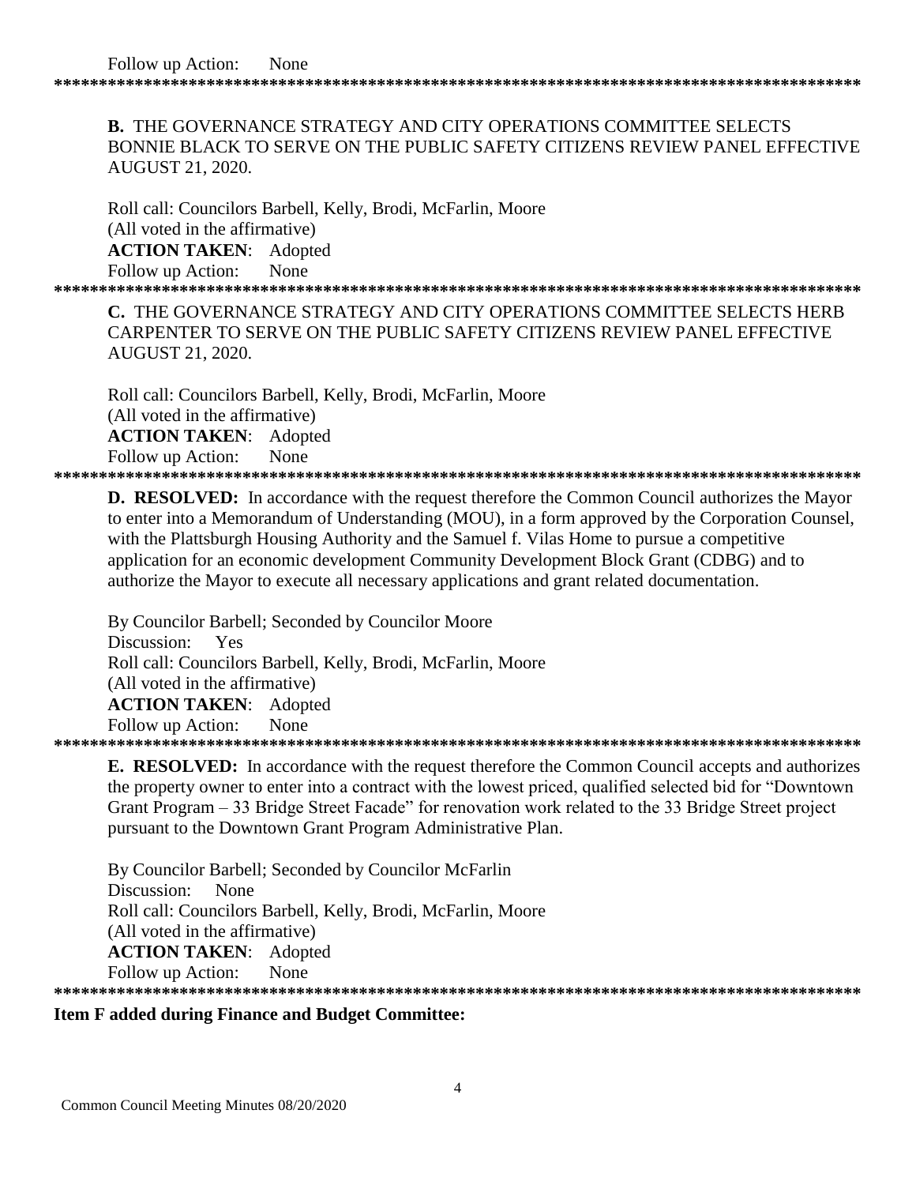Follow up Action: None

******************************************************************************************

**B.** THE GOVERNANCE STRATEGY AND CITY OPERATIONS COMMITTEE SELECTS BONNIE BLACK TO SERVE ON THE PUBLIC SAFETY CITIZENS REVIEW PANEL EFFECTIVE AUGUST 21, 2020.

Roll call: Councilors Barbell, Kelly, Brodi, McFarlin, Moore
(All voted in the affirmative)
**ACTION TAKEN**: Adopted
Follow up Action: None

******************************************************************************************

**C.** THE GOVERNANCE STRATEGY AND CITY OPERATIONS COMMITTEE SELECTS HERB CARPENTER TO SERVE ON THE PUBLIC SAFETY CITIZENS REVIEW PANEL EFFECTIVE AUGUST 21, 2020.

Roll call: Councilors Barbell, Kelly, Brodi, McFarlin, Moore
(All voted in the affirmative)
**ACTION TAKEN**: Adopted
Follow up Action: None

******************************************************************************************

**D. RESOLVED:** In accordance with the request therefore the Common Council authorizes the Mayor to enter into a Memorandum of Understanding (MOU), in a form approved by the Corporation Counsel, with the Plattsburgh Housing Authority and the Samuel f. Vilas Home to pursue a competitive application for an economic development Community Development Block Grant (CDBG) and to authorize the Mayor to execute all necessary applications and grant related documentation.

By Councilor Barbell; Seconded by Councilor Moore
Discussion: Yes
Roll call: Councilors Barbell, Kelly, Brodi, McFarlin, Moore
(All voted in the affirmative)
**ACTION TAKEN**: Adopted
Follow up Action: None

******************************************************************************************

**E. RESOLVED:** In accordance with the request therefore the Common Council accepts and authorizes the property owner to enter into a contract with the lowest priced, qualified selected bid for "Downtown Grant Program – 33 Bridge Street Facade" for renovation work related to the 33 Bridge Street project pursuant to the Downtown Grant Program Administrative Plan.

By Councilor Barbell; Seconded by Councilor McFarlin
Discussion: None
Roll call: Councilors Barbell, Kelly, Brodi, McFarlin, Moore
(All voted in the affirmative)
**ACTION TAKEN**: Adopted
Follow up Action: None

******************************************************************************************

**Item F added during Finance and Budget Committee:**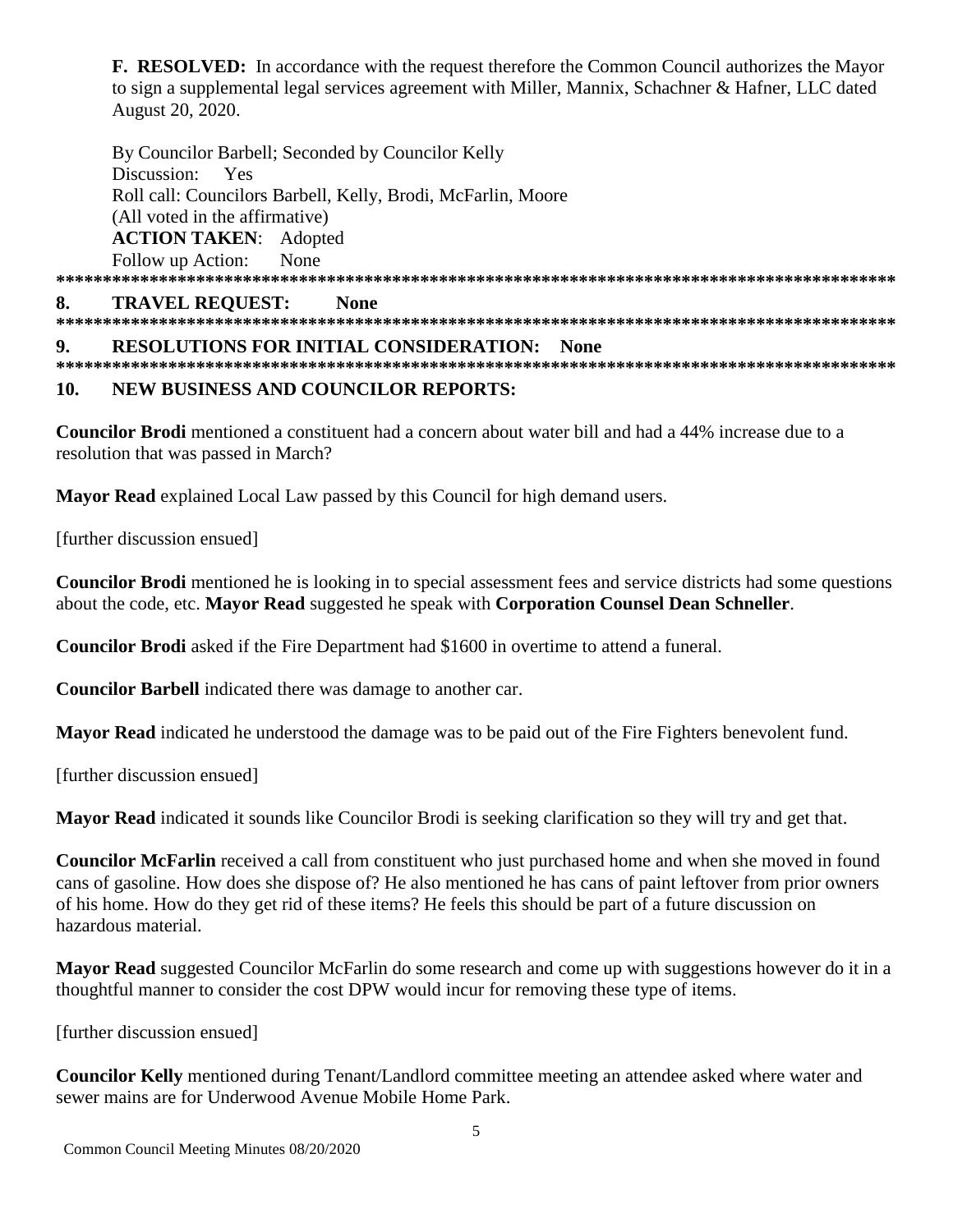**F. RESOLVED:** In accordance with the request therefore the Common Council authorizes the Mayor to sign a supplemental legal services agreement with Miller, Mannix, Schachner & Hafner, LLC dated August 20, 2020.

By Councilor Barbell; Seconded by Councilor Kelly
Discussion: Yes
Roll call: Councilors Barbell, Kelly, Brodi, McFarlin, Moore
(All voted in the affirmative)
**ACTION TAKEN**: Adopted
Follow up Action: None

*******************************************************************************************

## 8. TRAVEL REQUEST: None

*******************************************************************************************

## 9. RESOLUTIONS FOR INITIAL CONSIDERATION: None

*******************************************************************************************

## 10. NEW BUSINESS AND COUNCILOR REPORTS:

**Councilor Brodi** mentioned a constituent had a concern about water bill and had a 44% increase due to a resolution that was passed in March?

**Mayor Read** explained Local Law passed by this Council for high demand users.

[further discussion ensued]

**Councilor Brodi** mentioned he is looking in to special assessment fees and service districts had some questions about the code, etc. **Mayor Read** suggested he speak with **Corporation Counsel Dean Schneller**.

**Councilor Brodi** asked if the Fire Department had $1600 in overtime to attend a funeral.

**Councilor Barbell** indicated there was damage to another car.

**Mayor Read** indicated he understood the damage was to be paid out of the Fire Fighters benevolent fund.

[further discussion ensued]

**Mayor Read** indicated it sounds like Councilor Brodi is seeking clarification so they will try and get that.

**Councilor McFarlin** received a call from constituent who just purchased home and when she moved in found cans of gasoline. How does she dispose of? He also mentioned he has cans of paint leftover from prior owners of his home. How do they get rid of these items? He feels this should be part of a future discussion on hazardous material.

**Mayor Read** suggested Councilor McFarlin do some research and come up with suggestions however do it in a thoughtful manner to consider the cost DPW would incur for removing these type of items.

[further discussion ensued]

**Councilor Kelly** mentioned during Tenant/Landlord committee meeting an attendee asked where water and sewer mains are for Underwood Avenue Mobile Home Park.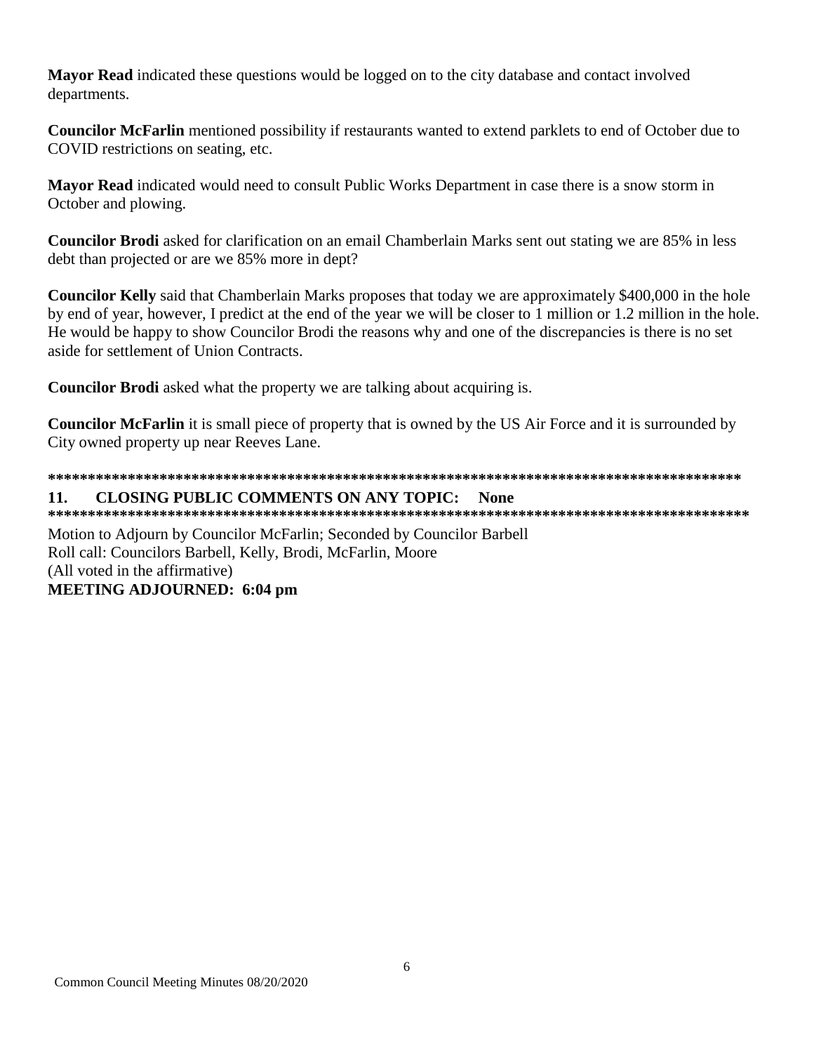**Mayor Read** indicated these questions would be logged on to the city database and contact involved departments.

**Councilor McFarlin** mentioned possibility if restaurants wanted to extend parklets to end of October due to COVID restrictions on seating, etc.

**Mayor Read** indicated would need to consult Public Works Department in case there is a snow storm in October and plowing.

**Councilor Brodi** asked for clarification on an email Chamberlain Marks sent out stating we are 85% in less debt than projected or are we 85% more in dept?

**Councilor Kelly** said that Chamberlain Marks proposes that today we are approximately $400,000 in the hole by end of year, however, I predict at the end of the year we will be closer to 1 million or 1.2 million in the hole. He would be happy to show Councilor Brodi the reasons why and one of the discrepancies is there is no set aside for settlement of Union Contracts.

**Councilor Brodi** asked what the property we are talking about acquiring is.

**Councilor McFarlin** it is small piece of property that is owned by the US Air Force and it is surrounded by City owned property up near Reeves Lane.

**************************************************************************************

## 11. CLOSING PUBLIC COMMENTS ON ANY TOPIC: None

**************************************************************************************

Motion to Adjourn by Councilor McFarlin; Seconded by Councilor Barbell
Roll call: Councilors Barbell, Kelly, Brodi, McFarlin, Moore
(All voted in the affirmative)
**MEETING ADJOURNED: 6:04 pm**